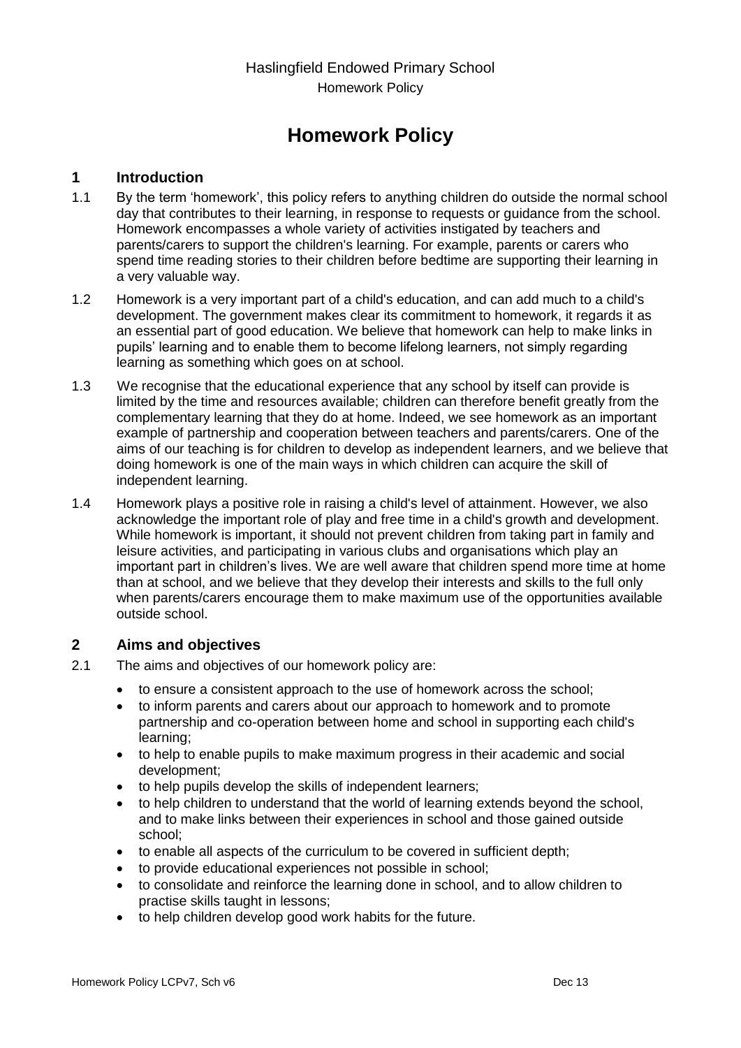# Homework Policy

## 1 Introduction

1.1 By the term 'homework', this policy refers to anything children do outside the normal school day that contributes to their learning, in response to requests or guidance from the school. Homework encompasses a whole variety of activities instigated by teachers and parents/carers to support the children's learning. For example, parents or carers who spend time reading stories to their children before bedtime are supporting their learning in a very valuable way.

1.2 Homework is a very important part of a child's education, and can add much to a child's development. The government makes clear its commitment to homework, it regards it as an essential part of good education. We believe that homework can help to make links in pupils' learning and to enable them to become lifelong learners, not simply regarding learning as something which goes on at school.

1.3 We recognise that the educational experience that any school by itself can provide is limited by the time and resources available; children can therefore benefit greatly from the complementary learning that they do at home. Indeed, we see homework as an important example of partnership and cooperation between teachers and parents/carers. One of the aims of our teaching is for children to develop as independent learners, and we believe that doing homework is one of the main ways in which children can acquire the skill of independent learning.

1.4 Homework plays a positive role in raising a child's level of attainment. However, we also acknowledge the important role of play and free time in a child's growth and development. While homework is important, it should not prevent children from taking part in family and leisure activities, and participating in various clubs and organisations which play an important part in children's lives. We are well aware that children spend more time at home than at school, and we believe that they develop their interests and skills to the full only when parents/carers encourage them to make maximum use of the opportunities available outside school.

## 2 Aims and objectives

2.1 The aims and objectives of our homework policy are:

- to ensure a consistent approach to the use of homework across the school;
- to inform parents and carers about our approach to homework and to promote partnership and co-operation between home and school in supporting each child's learning;
- to help to enable pupils to make maximum progress in their academic and social development;
- to help pupils develop the skills of independent learners;
- to help children to understand that the world of learning extends beyond the school, and to make links between their experiences in school and those gained outside school;
- to enable all aspects of the curriculum to be covered in sufficient depth;
- to provide educational experiences not possible in school;
- to consolidate and reinforce the learning done in school, and to allow children to practise skills taught in lessons;
- to help children develop good work habits for the future.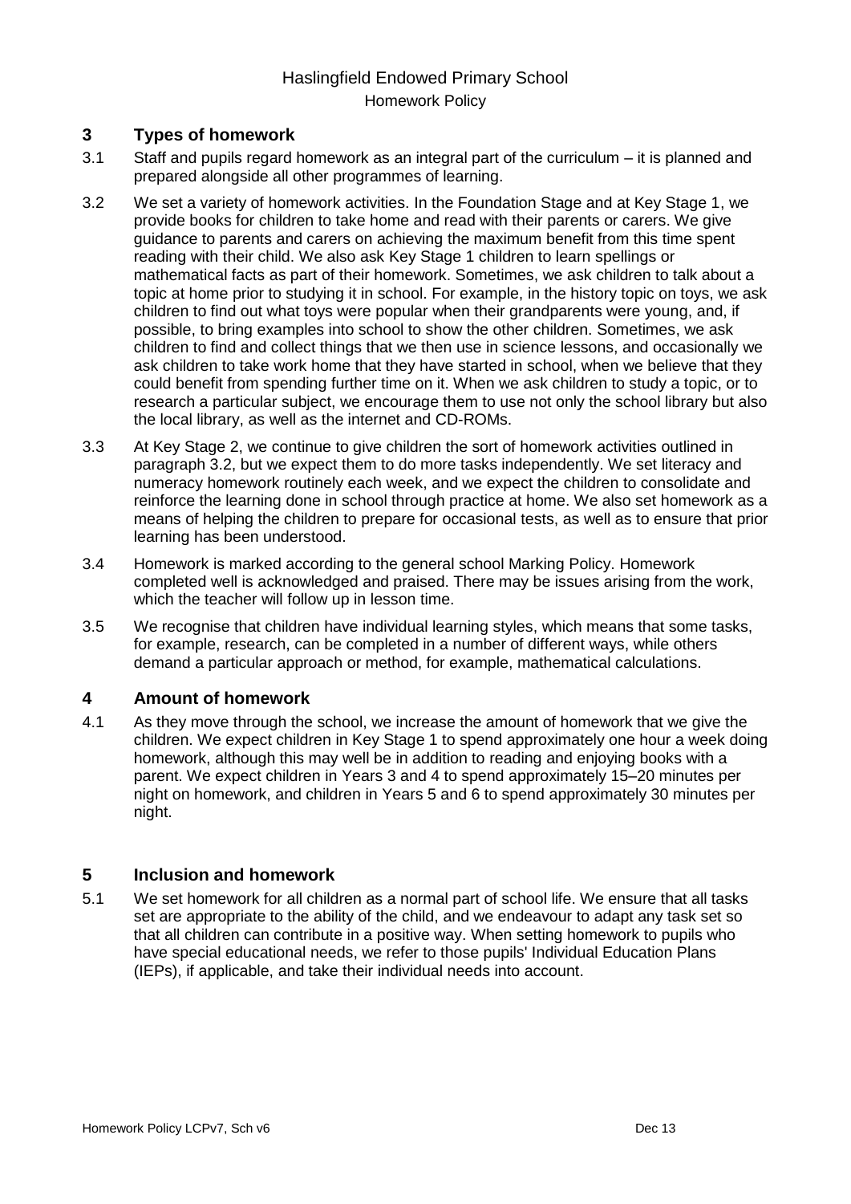## 3 Types of homework

3.1 Staff and pupils regard homework as an integral part of the curriculum – it is planned and prepared alongside all other programmes of learning.

3.2 We set a variety of homework activities. In the Foundation Stage and at Key Stage 1, we provide books for children to take home and read with their parents or carers. We give guidance to parents and carers on achieving the maximum benefit from this time spent reading with their child. We also ask Key Stage 1 children to learn spellings or mathematical facts as part of their homework. Sometimes, we ask children to talk about a topic at home prior to studying it in school. For example, in the history topic on toys, we ask children to find out what toys were popular when their grandparents were young, and, if possible, to bring examples into school to show the other children. Sometimes, we ask children to find and collect things that we then use in science lessons, and occasionally we ask children to take work home that they have started in school, when we believe that they could benefit from spending further time on it. When we ask children to study a topic, or to research a particular subject, we encourage them to use not only the school library but also the local library, as well as the internet and CD-ROMs.

3.3 At Key Stage 2, we continue to give children the sort of homework activities outlined in paragraph 3.2, but we expect them to do more tasks independently. We set literacy and numeracy homework routinely each week, and we expect the children to consolidate and reinforce the learning done in school through practice at home. We also set homework as a means of helping the children to prepare for occasional tests, as well as to ensure that prior learning has been understood.

3.4 Homework is marked according to the general school Marking Policy. Homework completed well is acknowledged and praised. There may be issues arising from the work, which the teacher will follow up in lesson time.

3.5 We recognise that children have individual learning styles, which means that some tasks, for example, research, can be completed in a number of different ways, while others demand a particular approach or method, for example, mathematical calculations.

## 4 Amount of homework

4.1 As they move through the school, we increase the amount of homework that we give the children. We expect children in Key Stage 1 to spend approximately one hour a week doing homework, although this may well be in addition to reading and enjoying books with a parent. We expect children in Years 3 and 4 to spend approximately 15–20 minutes per night on homework, and children in Years 5 and 6 to spend approximately 30 minutes per night.

## 5 Inclusion and homework

5.1 We set homework for all children as a normal part of school life. We ensure that all tasks set are appropriate to the ability of the child, and we endeavour to adapt any task set so that all children can contribute in a positive way. When setting homework to pupils who have special educational needs, we refer to those pupils' Individual Education Plans (IEPs), if applicable, and take their individual needs into account.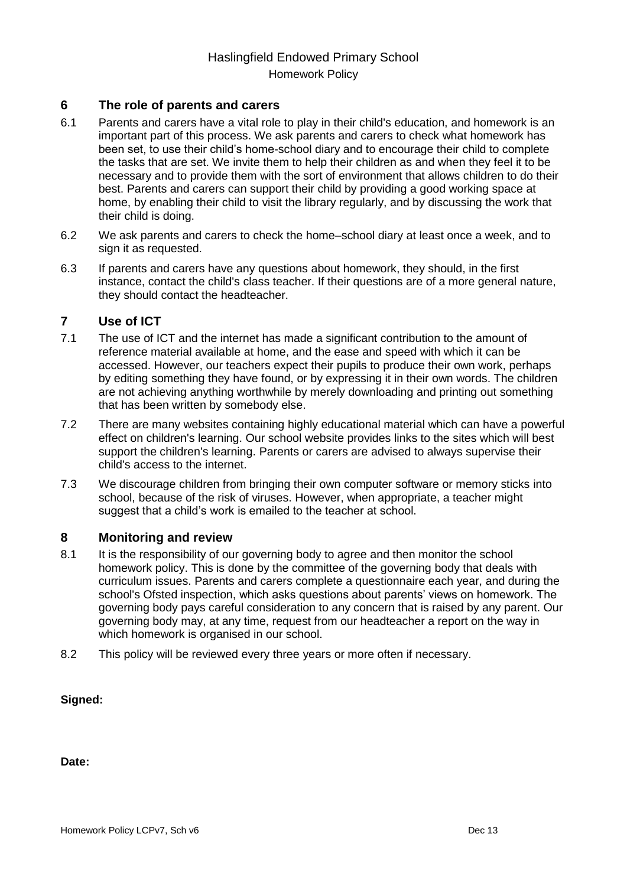## 6 The role of parents and carers

6.1 Parents and carers have a vital role to play in their child's education, and homework is an important part of this process. We ask parents and carers to check what homework has been set, to use their child's home-school diary and to encourage their child to complete the tasks that are set. We invite them to help their children as and when they feel it to be necessary and to provide them with the sort of environment that allows children to do their best. Parents and carers can support their child by providing a good working space at home, by enabling their child to visit the library regularly, and by discussing the work that their child is doing.

6.2 We ask parents and carers to check the home–school diary at least once a week, and to sign it as requested.

6.3 If parents and carers have any questions about homework, they should, in the first instance, contact the child's class teacher. If their questions are of a more general nature, they should contact the headteacher.

## 7 Use of ICT

7.1 The use of ICT and the internet has made a significant contribution to the amount of reference material available at home, and the ease and speed with which it can be accessed. However, our teachers expect their pupils to produce their own work, perhaps by editing something they have found, or by expressing it in their own words. The children are not achieving anything worthwhile by merely downloading and printing out something that has been written by somebody else.

7.2 There are many websites containing highly educational material which can have a powerful effect on children's learning. Our school website provides links to the sites which will best support the children's learning. Parents or carers are advised to always supervise their child's access to the internet.

7.3 We discourage children from bringing their own computer software or memory sticks into school, because of the risk of viruses. However, when appropriate, a teacher might suggest that a child's work is emailed to the teacher at school.

## 8 Monitoring and review

8.1 It is the responsibility of our governing body to agree and then monitor the school homework policy. This is done by the committee of the governing body that deals with curriculum issues. Parents and carers complete a questionnaire each year, and during the school's Ofsted inspection, which asks questions about parents' views on homework. The governing body pays careful consideration to any concern that is raised by any parent. Our governing body may, at any time, request from our headteacher a report on the way in which homework is organised in our school.

8.2 This policy will be reviewed every three years or more often if necessary.

**Signed:**

**Date:**